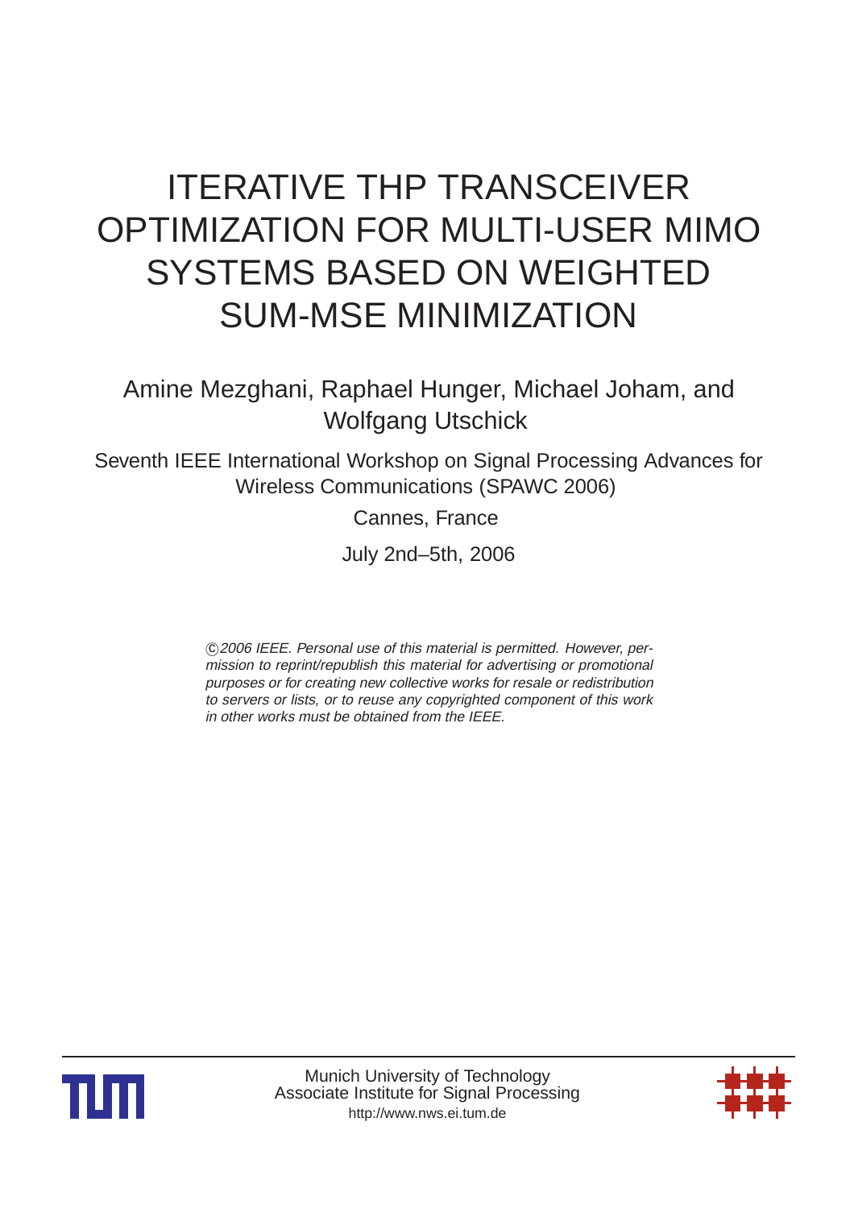# ITERATIVE THP TRANSCEIVER OPTIMIZATION FOR MULTI-USER MIMO SYSTEMS BASED ON WEIGHTED SUM-MSE MINIMIZATION

Amine Mezghani, Raphael Hunger, Michael Joham, and Wolfgang Utschick

Seventh IEEE International Workshop on Signal Processing Advances for Wireless Communications (SPAWC 2006)

Cannes, France

July 2nd–5th, 2006

*©2006 IEEE. Personal use of this material is permitted. However, permission to reprint/republish this material for advertising or promotional purposes or for creating new collective works for resale or redistribution to servers or lists, or to reuse any copyrighted component of this work in other works must be obtained from the IEEE.*

Munich University of Technology
Associate Institute for Signal Processing
http://www.nws.ei.tum.de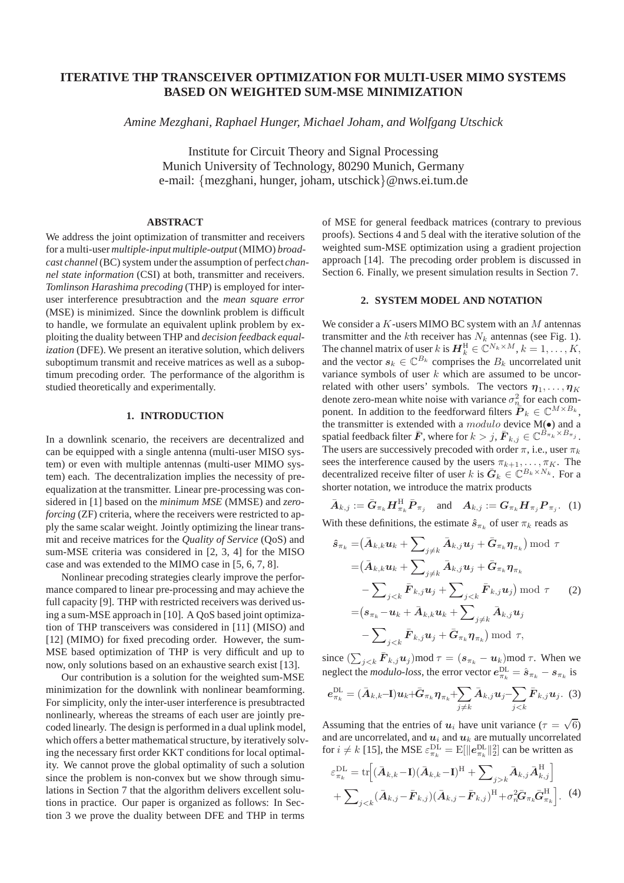# ITERATIVE THP TRANSCEIVER OPTIMIZATION FOR MULTI-USER MIMO SYSTEMS BASED ON WEIGHTED SUM-MSE MINIMIZATION

*Amine Mezghani, Raphael Hunger, Michael Joham, and Wolfgang Utschick*

Institute for Circuit Theory and Signal Processing
Munich University of Technology, 80290 Munich, Germany
e-mail: {mezghani, hunger, joham, utschick}@nws.ei.tum.de

## ABSTRACT

We address the joint optimization of transmitter and receivers for a multi-user *multiple-input multiple-output* (MIMO) *broadcast channel* (BC) system under the assumption of perfect *channel state information* (CSI) at both, transmitter and receivers. *Tomlinson Harashima precoding* (THP) is employed for inter-user interference presubtraction and the *mean square error* (MSE) is minimized. Since the downlink problem is difficult to handle, we formulate an equivalent uplink problem by exploiting the duality between THP and *decision feedback equalization* (DFE). We present an iterative solution, which delivers suboptimum transmit and receive matrices as well as a suboptimum precoding order. The performance of the algorithm is studied theoretically and experimentally.

## 1. INTRODUCTION

In a downlink scenario, the receivers are decentralized and can be equipped with a single antenna (multi-user MISO system) or even with multiple antennas (multi-user MIMO system) each. The decentralization implies the necessity of pre-equalization at the transmitter. Linear pre-processing was considered in [1] based on the *minimum MSE* (MMSE) and *zero-forcing* (ZF) criteria, where the receivers were restricted to apply the same scalar weight. Jointly optimizing the linear transmit and receive matrices for the *Quality of Service* (QoS) and sum-MSE criteria was considered in [2, 3, 4] for the MISO case and was extended to the MIMO case in [5, 6, 7, 8].

Nonlinear precoding strategies clearly improve the performance compared to linear pre-processing and may achieve the full capacity [9]. THP with restricted receivers was derived using a sum-MSE approach in [10]. A QoS based joint optimization of THP transceivers was considered in [11] (MISO) and [12] (MIMO) for fixed precoding order. However, the sum-MSE based optimization of THP is very difficult and up to now, only solutions based on an exhaustive search exist [13].

Our contribution is a solution for the weighted sum-MSE minimization for the downlink with nonlinear beamforming. For simplicity, only the inter-user interference is presubtracted nonlinearly, whereas the streams of each user are jointly precoded linearly. The design is performed in a dual uplink model, which offers a better mathematical structure, by iteratively solving the necessary first order KKT conditions for local optimality. We cannot prove the global optimality of such a solution since the problem is non-convex but we show through simulations in Section 7 that the algorithm delivers excellent solutions in practice. Our paper is organized as follows: In Section 3 we prove the duality between DFE and THP in terms of MSE for general feedback matrices (contrary to previous proofs). Sections 4 and 5 deal with the iterative solution of the weighted sum-MSE optimization using a gradient projection approach [14]. The precoding order problem is discussed in Section 6. Finally, we present simulation results in Section 7.

## 2. SYSTEM MODEL AND NOTATION

We consider a $K$-users MIMO BC system with an $M$ antennas transmitter and the $k$th receiver has $N_k$ antennas (see Fig. 1). The channel matrix of user $k$ is $\boldsymbol{H}_k^{\mathrm{H}} \in \mathbb{C}^{N_k \times M}$, $k = 1, \ldots, K$, and the vector $\boldsymbol{s}_k \in \mathbb{C}^{B_k}$ comprises the $B_k$ uncorrelated unit variance symbols of user $k$ which are assumed to be uncorrelated with other users' symbols. The vectors $\boldsymbol{\eta}_1, \ldots, \boldsymbol{\eta}_K$ denote zero-mean white noise with variance $\sigma_\eta^2$ for each component. In addition to the feedforward filters $\bar{\boldsymbol{P}}_k \in \mathbb{C}^{M \times B_k}$, the transmitter is extended with a *modulo* device M(•) and a spatial feedback filter $\bar{\boldsymbol{F}}$, where for $k > j$, $\bar{\boldsymbol{F}}_{k,j} \in \mathbb{C}^{B_{\pi_k} \times B_{\pi_j}}$. The users are successively precoded with order $\pi$, i.e., user $\pi_k$ sees the interference caused by the users $\pi_{k+1}, \ldots, \pi_K$. The decentralized receive filter of user $k$ is $\bar{\boldsymbol{G}}_k \in \mathbb{C}^{B_k \times N_k}$. For a shorter notation, we introduce the matrix products

$$\bar{\boldsymbol{A}}_{k,j} := \bar{\boldsymbol{G}}_{\pi_k} \boldsymbol{H}_{\pi_k}^{\mathrm{H}} \bar{\boldsymbol{P}}_{\pi_j} \quad \text{and} \quad \boldsymbol{A}_{k,j} := \boldsymbol{G}_{\pi_k} \boldsymbol{H}_{\pi_j} \boldsymbol{P}_{\pi_j}. \tag{1}$$

With these definitions, the estimate $\hat{\boldsymbol{s}}_{\pi_k}$ of user $\pi_k$ reads as

$$\begin{aligned}
\hat{\boldsymbol{s}}_{\pi_k} &= \big(\bar{\boldsymbol{A}}_{k,k}\boldsymbol{u}_k + \sum\nolimits_{j\neq k} \bar{\boldsymbol{A}}_{k,j}\boldsymbol{u}_j + \bar{\boldsymbol{G}}_{\pi_k}\boldsymbol{\eta}_{\pi_k}\big) \bmod \tau \\
&= \big(\bar{\boldsymbol{A}}_{k,k}\boldsymbol{u}_k + \sum\nolimits_{j\neq k} \bar{\boldsymbol{A}}_{k,j}\boldsymbol{u}_j + \bar{\boldsymbol{G}}_{\pi_k}\boldsymbol{\eta}_{\pi_k} \\
&\quad - \sum\nolimits_{j<k} \bar{\boldsymbol{F}}_{k,j}\boldsymbol{u}_j + \sum\nolimits_{j<k} \bar{\boldsymbol{F}}_{k,j}\boldsymbol{u}_j\big) \bmod \tau \\
&= \big(\boldsymbol{s}_{\pi_k} - \boldsymbol{u}_k + \bar{\boldsymbol{A}}_{k,k}\boldsymbol{u}_k + \sum\nolimits_{j\neq k} \bar{\boldsymbol{A}}_{k,j}\boldsymbol{u}_j \\
&\quad - \sum\nolimits_{j<k} \bar{\boldsymbol{F}}_{k,j}\boldsymbol{u}_j + \bar{\boldsymbol{G}}_{\pi_k}\boldsymbol{\eta}_{\pi_k}\big) \bmod \tau,
\end{aligned} \tag{2}$$

since $(\sum_{j<k} \bar{\boldsymbol{F}}_{k,j}\boldsymbol{u}_j) \bmod \tau = (\boldsymbol{s}_{\pi_k} - \boldsymbol{u}_k) \bmod \tau$. When we neglect the *modulo-loss*, the error vector $\boldsymbol{e}_{\pi_k}^{\mathrm{DL}} = \hat{\boldsymbol{s}}_{\pi_k} - \boldsymbol{s}_{\pi_k}$ is

$$\boldsymbol{e}_{\pi_k}^{\mathrm{DL}} = (\bar{\boldsymbol{A}}_{k,k} - \mathbf{I})\boldsymbol{u}_k + \bar{\boldsymbol{G}}_{\pi_k}\boldsymbol{\eta}_{\pi_k} + \sum_{j\neq k} \bar{\boldsymbol{A}}_{k,j}\boldsymbol{u}_j - \sum_{j<k} \bar{\boldsymbol{F}}_{k,j}\boldsymbol{u}_j. \tag{3}$$

Assuming that the entries of $\boldsymbol{u}_i$ have unit variance ($\tau = \sqrt{6}$) and are uncorrelated, and $\boldsymbol{u}_i$ and $\boldsymbol{u}_k$ are mutually uncorrelated for $i \neq k$ [15], the MSE $\varepsilon_{\pi_k}^{\mathrm{DL}} = \mathrm{E}[\|\boldsymbol{e}_{\pi_k}^{\mathrm{DL}}\|_2^2]$ can be written as

$$\begin{aligned}
\varepsilon_{\pi_k}^{\mathrm{DL}} &= \mathrm{tr}\Big[(\bar{\boldsymbol{A}}_{k,k} - \mathbf{I})(\bar{\boldsymbol{A}}_{k,k} - \mathbf{I})^{\mathrm{H}} + \sum\nolimits_{j>k} \bar{\boldsymbol{A}}_{k,j}\bar{\boldsymbol{A}}_{k,j}^{\mathrm{H}}\Big] \\
&\quad + \sum\nolimits_{j<k} (\bar{\boldsymbol{A}}_{k,j} - \bar{\boldsymbol{F}}_{k,j})(\bar{\boldsymbol{A}}_{k,j} - \bar{\boldsymbol{F}}_{k,j})^{\mathrm{H}} + \sigma_\eta^2 \bar{\boldsymbol{G}}_{\pi_k}\bar{\boldsymbol{G}}_{\pi_k}^{\mathrm{H}}\Big].
\end{aligned} \tag{4}$$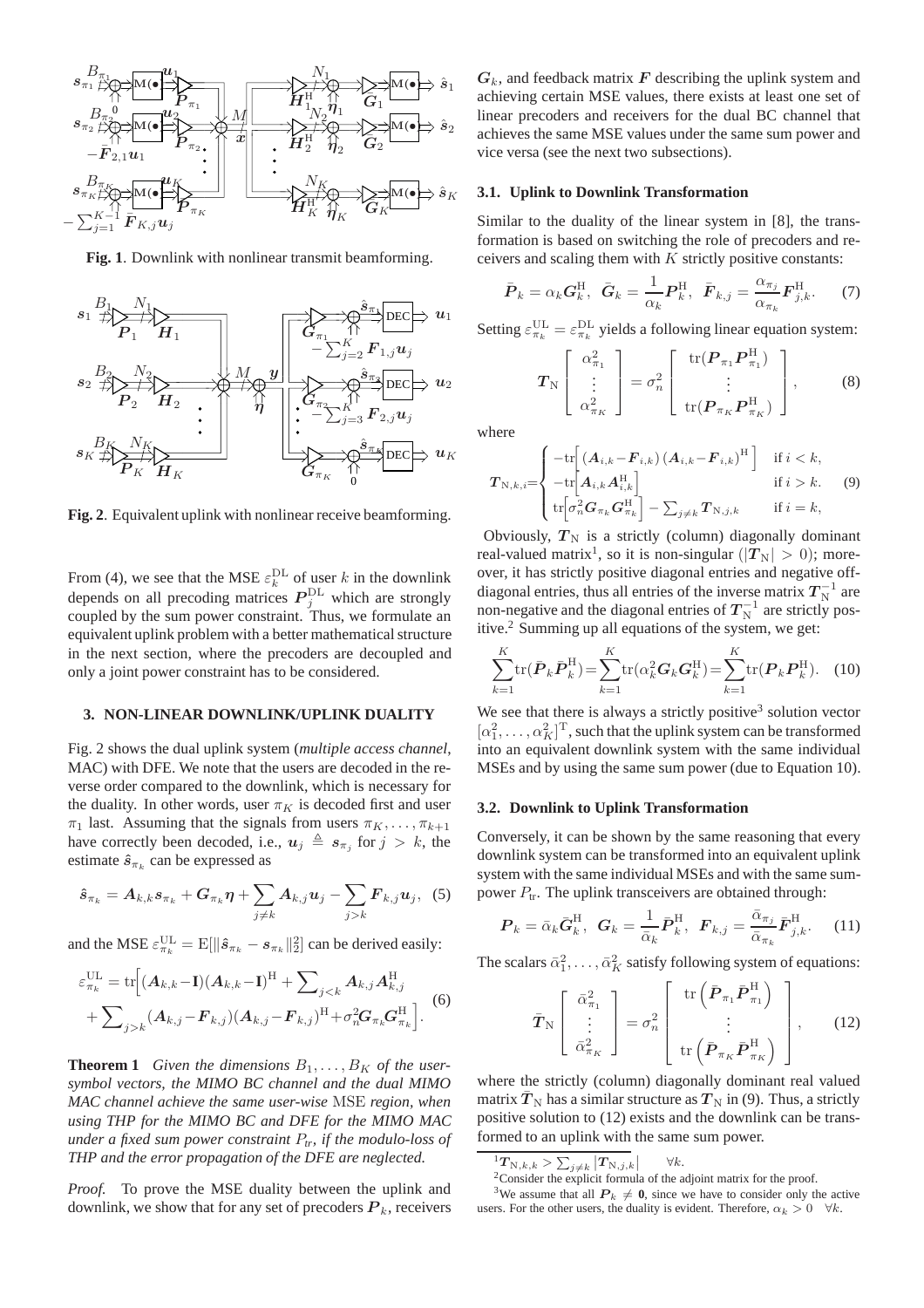**Fig. 1**. Downlink with nonlinear transmit beamforming.

**Fig. 2**. Equivalent uplink with nonlinear receive beamforming.

From (4), we see that the MSE $\varepsilon_k^{\mathrm{DL}}$ of user $k$ in the downlink depends on all precoding matrices $\boldsymbol{P}_j^{\mathrm{DL}}$ which are strongly coupled by the sum power constraint. Thus, we formulate an equivalent uplink problem with a better mathematical structure in the next section, where the precoders are decoupled and only a joint power constraint has to be considered.

## 3. NON-LINEAR DOWNLINK/UPLINK DUALITY

Fig. 2 shows the dual uplink system (*multiple access channel*, MAC) with DFE. We note that the users are decoded in the reverse order compared to the downlink, which is necessary for the duality. In other words, user $\pi_K$ is decoded first and user $\pi_1$ last. Assuming that the signals from users $\pi_K, \ldots, \pi_{k+1}$ have correctly been decoded, i.e., $\boldsymbol{u}_j \triangleq \boldsymbol{s}_{\pi_j}$ for $j > k$, the estimate $\hat{\boldsymbol{s}}_{\pi_k}$ can be expressed as

$$\hat{\boldsymbol{s}}_{\pi_k} = \boldsymbol{A}_{k,k}\boldsymbol{s}_{\pi_k} + \boldsymbol{G}_{\pi_k}\boldsymbol{\eta} + \sum_{j\neq k}\boldsymbol{A}_{k,j}\boldsymbol{u}_j - \sum_{j>k}\boldsymbol{F}_{k,j}\boldsymbol{u}_j, \quad (5)$$

and the MSE $\varepsilon_{\pi_k}^{\mathrm{UL}} = \mathrm{E}[\|\hat{\boldsymbol{s}}_{\pi_k} - \boldsymbol{s}_{\pi_k}\|_2^2]$ can be derived easily:

$$\begin{aligned}\varepsilon_{\pi_k}^{\mathrm{UL}} = \mathrm{tr}\Big[&(\boldsymbol{A}_{k,k}-\mathbf{I})(\boldsymbol{A}_{k,k}-\mathbf{I})^{\mathrm{H}} + \sum\nolimits_{j<k}\boldsymbol{A}_{k,j}\boldsymbol{A}_{k,j}^{\mathrm{H}} \\ &+ \sum\nolimits_{j>k}(\boldsymbol{A}_{k,j}-\boldsymbol{F}_{k,j})(\boldsymbol{A}_{k,j}-\boldsymbol{F}_{k,j})^{\mathrm{H}} + \sigma_n^2\boldsymbol{G}_{\pi_k}\boldsymbol{G}_{\pi_k}^{\mathrm{H}}\Big].\end{aligned} \quad (6)$$

**Theorem 1** *Given the dimensions $B_1, \ldots, B_K$ of the user-symbol vectors, the MIMO BC channel and the dual MIMO MAC channel achieve the same user-wise* MSE *region, when using THP for the MIMO BC and DFE for the MIMO MAC under a fixed sum power constraint $P_{tr}$, if the modulo-loss of THP and the error propagation of the DFE are neglected.*

*Proof.* To prove the MSE duality between the uplink and downlink, we show that for any set of precoders $\boldsymbol{P}_k$, receivers $\boldsymbol{G}_k$, and feedback matrix $\boldsymbol{F}$ describing the uplink system and achieving certain MSE values, there exists at least one set of linear precoders and receivers for the dual BC channel that achieves the same MSE values under the same sum power and vice versa (see the next two subsections).

### 3.1. Uplink to Downlink Transformation

Similar to the duality of the linear system in [8], the transformation is based on switching the role of precoders and receivers and scaling them with $K$ strictly positive constants:

$$\bar{\boldsymbol{P}}_k = \alpha_k\boldsymbol{G}_k^{\mathrm{H}},\ \ \bar{\boldsymbol{G}}_k = \frac{1}{\alpha_k}\boldsymbol{P}_k^{\mathrm{H}},\ \ \bar{\boldsymbol{F}}_{k,j} = \frac{\alpha_{\pi_j}}{\alpha_{\pi_k}}\boldsymbol{F}_{j,k}^{\mathrm{H}}. \quad (7)$$

Setting $\varepsilon_{\pi_k}^{\mathrm{UL}} = \varepsilon_{\pi_k}^{\mathrm{DL}}$ yields a following linear equation system:

$$\boldsymbol{T}_{\mathrm{N}}\begin{bmatrix}\alpha_{\pi_1}^2\\ \vdots\\ \alpha_{\pi_K}^2\end{bmatrix} = \sigma_n^2\begin{bmatrix}\mathrm{tr}(\boldsymbol{P}_{\pi_1}\boldsymbol{P}_{\pi_1}^{\mathrm{H}})\\ \vdots\\ \mathrm{tr}(\boldsymbol{P}_{\pi_K}\boldsymbol{P}_{\pi_K}^{\mathrm{H}})\end{bmatrix}, \quad (8)$$

where

$$\boldsymbol{T}_{\mathrm{N},k,i} = \begin{cases} -\mathrm{tr}\Big[(\boldsymbol{A}_{i,k}-\boldsymbol{F}_{i,k})(\boldsymbol{A}_{i,k}-\boldsymbol{F}_{i,k})^{\mathrm{H}}\Big] & \text{if } i<k,\\ -\mathrm{tr}\Big[\boldsymbol{A}_{i,k}\boldsymbol{A}_{i,k}^{\mathrm{H}}\Big] & \text{if } i>k.\\ \mathrm{tr}\Big[\sigma_n^2\boldsymbol{G}_{\pi_k}\boldsymbol{G}_{\pi_k}^{\mathrm{H}}\Big] - \sum_{j\neq k}\boldsymbol{T}_{\mathrm{N},j,k} & \text{if } i=k, \end{cases} \quad (9)$$

Obviously, $\boldsymbol{T}_{\mathrm{N}}$ is a strictly (column) diagonally dominant real-valued matrix[1], so it is non-singular ($|\boldsymbol{T}_{\mathrm{N}}| > 0$); moreover, it has strictly positive diagonal entries and negative off-diagonal entries, thus all entries of the inverse matrix $\boldsymbol{T}_{\mathrm{N}}^{-1}$ are non-negative and the diagonal entries of $\boldsymbol{T}_{\mathrm{N}}^{-1}$ are strictly positive.[2] Summing up all equations of the system, we get:

$$\sum_{k=1}^{K}\mathrm{tr}(\bar{\boldsymbol{P}}_k\bar{\boldsymbol{P}}_k^{\mathrm{H}}) = \sum_{k=1}^{K}\mathrm{tr}(\alpha_k^2\boldsymbol{G}_k\boldsymbol{G}_k^{\mathrm{H}}) = \sum_{k=1}^{K}\mathrm{tr}(\boldsymbol{P}_k\boldsymbol{P}_k^{\mathrm{H}}). \quad (10)$$

We see that there is always a strictly positive[3] solution vector $[\alpha_1^2, \ldots, \alpha_K^2]^{\mathrm{T}}$, such that the uplink system can be transformed into an equivalent downlink system with the same individual MSEs and by using the same sum power (due to Equation 10).

### 3.2. Downlink to Uplink Transformation

Conversely, it can be shown by the same reasoning that every downlink system can be transformed into an equivalent uplink system with the same individual MSEs and with the same sum-power $P_{\mathrm{tr}}$. The uplink transceivers are obtained through:

$$\boldsymbol{P}_k = \bar{\alpha}_k\bar{\boldsymbol{G}}_k^{\mathrm{H}},\ \ \boldsymbol{G}_k = \frac{1}{\bar{\alpha}_k}\bar{\boldsymbol{P}}_k^{\mathrm{H}},\ \ \boldsymbol{F}_{k,j} = \frac{\bar{\alpha}_{\pi_j}}{\bar{\alpha}_{\pi_k}}\bar{\boldsymbol{F}}_{j,k}^{\mathrm{H}}. \quad (11)$$

The scalars $\bar{\alpha}_1^2, \ldots, \bar{\alpha}_K^2$ satisfy following system of equations:

$$\bar{\boldsymbol{T}}_{\mathrm{N}}\begin{bmatrix}\bar{\alpha}_{\pi_1}^2\\ \vdots\\ \bar{\alpha}_{\pi_K}^2\end{bmatrix} = \sigma_n^2\begin{bmatrix}\mathrm{tr}\left(\bar{\boldsymbol{P}}_{\pi_1}\bar{\boldsymbol{P}}_{\pi_1}^{\mathrm{H}}\right)\\ \vdots\\ \mathrm{tr}\left(\bar{\boldsymbol{P}}_{\pi_K}\bar{\boldsymbol{P}}_{\pi_K}^{\mathrm{H}}\right)\end{bmatrix}, \quad (12)$$

where the strictly (column) diagonally dominant real valued matrix $\bar{\boldsymbol{T}}_{\mathrm{N}}$ has a similar structure as $\boldsymbol{T}_{\mathrm{N}}$ in (9). Thus, a strictly positive solution to (12) exists and the downlink can be transformed to an uplink with the same sum power.

---

[1] $\boldsymbol{T}_{\mathrm{N},k,k} > \sum_{j\neq k}|\boldsymbol{T}_{\mathrm{N},j,k}| \quad \forall k.$

[2] Consider the explicit formula of the adjoint matrix for the proof.

[3] We assume that all $\boldsymbol{P}_k \neq \mathbf{0}$, since we have to consider only the active users. For the other users, the duality is evident. Therefore, $\alpha_k > 0 \quad \forall k$.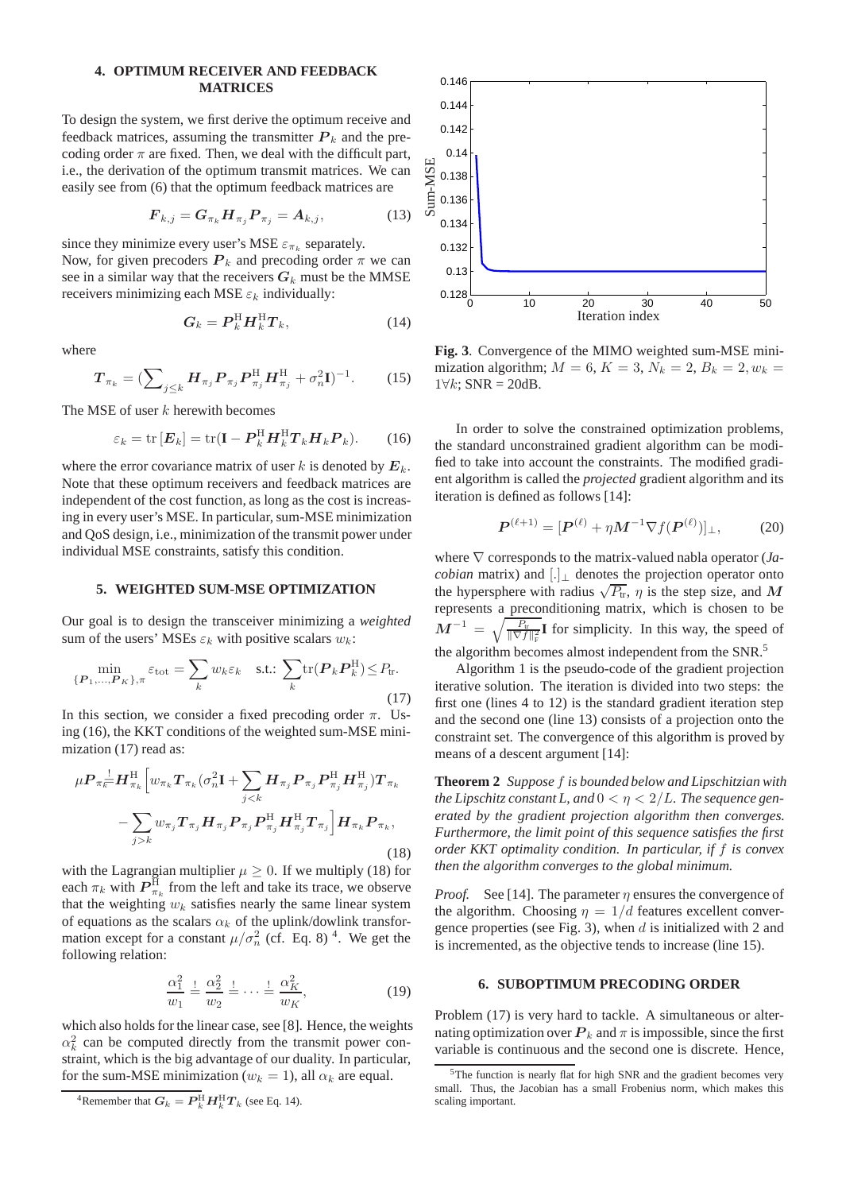## 4. OPTIMUM RECEIVER AND FEEDBACK MATRICES

To design the system, we first derive the optimum receive and feedback matrices, assuming the transmitter $\boldsymbol{P}_k$ and the precoding order $\pi$ are fixed. Then, we deal with the difficult part, i.e., the derivation of the optimum transmit matrices. We can easily see from (6) that the optimum feedback matrices are

$$\boldsymbol{F}_{k,j} = \boldsymbol{G}_{\pi_k} \boldsymbol{H}_{\pi_j} \boldsymbol{P}_{\pi_j} = \boldsymbol{A}_{k,j}, \tag{13}$$

since they minimize every user's MSE $\varepsilon_{\pi_k}$ separately.

Now, for given precoders $\boldsymbol{P}_k$ and precoding order $\pi$ we can see in a similar way that the receivers $\boldsymbol{G}_k$ must be the MMSE receivers minimizing each MSE $\varepsilon_k$ individually:

$$\boldsymbol{G}_k = \boldsymbol{P}_k^{\mathrm{H}} \boldsymbol{H}_k^{\mathrm{H}} \boldsymbol{T}_k, \tag{14}$$

where

$$\boldsymbol{T}_{\pi_k} = (\sum\nolimits_{j \leq k} \boldsymbol{H}_{\pi_j} \boldsymbol{P}_{\pi_j} \boldsymbol{P}_{\pi_j}^{\mathrm{H}} \boldsymbol{H}_{\pi_j}^{\mathrm{H}} + \sigma_n^2 \mathbf{I})^{-1}. \tag{15}$$

The MSE of user $k$ herewith becomes

$$\varepsilon_k = \mathrm{tr}\left[\boldsymbol{E}_k\right] = \mathrm{tr}(\mathbf{I} - \boldsymbol{P}_k^{\mathrm{H}} \boldsymbol{H}_k^{\mathrm{H}} \boldsymbol{T}_k \boldsymbol{H}_k \boldsymbol{P}_k). \tag{16}$$

where the error covariance matrix of user $k$ is denoted by $\boldsymbol{E}_k$. Note that these optimum receivers and feedback matrices are independent of the cost function, as long as the cost is increasing in every user's MSE. In particular, sum-MSE minimization and QoS design, i.e., minimization of the transmit power under individual MSE constraints, satisfy this condition.

## 5. WEIGHTED SUM-MSE OPTIMIZATION

Our goal is to design the transceiver minimizing a *weighted* sum of the users' MSEs $\varepsilon_k$ with positive scalars $w_k$:

$$\min_{\{\boldsymbol{P}_1,\ldots,\boldsymbol{P}_K\},\pi} \varepsilon_{\mathrm{tot}} = \sum_k w_k \varepsilon_k \quad \text{s.t.:} \sum_k \mathrm{tr}(\boldsymbol{P}_k \boldsymbol{P}_k^{\mathrm{H}}) \leq P_{\mathrm{tr}}. \tag{17}$$

In this section, we consider a fixed precoding order $\pi$. Using (16), the KKT conditions of the weighted sum-MSE minimization (17) read as:

$$\begin{aligned}\mu \boldsymbol{P}_{\pi_k} \overset{!}{=} \boldsymbol{H}_{\pi_k}^{\mathrm{H}} \Big[ & w_{\pi_k} \boldsymbol{T}_{\pi_k} (\sigma_n^2 \mathbf{I} + \sum_{j<k} \boldsymbol{H}_{\pi_j} \boldsymbol{P}_{\pi_j} \boldsymbol{P}_{\pi_j}^{\mathrm{H}} \boldsymbol{H}_{\pi_j}^{\mathrm{H}}) \boldsymbol{T}_{\pi_k} \\ & - \sum_{j>k} w_{\pi_j} \boldsymbol{T}_{\pi_j} \boldsymbol{H}_{\pi_j} \boldsymbol{P}_{\pi_j} \boldsymbol{P}_{\pi_j}^{\mathrm{H}} \boldsymbol{H}_{\pi_j}^{\mathrm{H}} \boldsymbol{T}_{\pi_j} \Big] \boldsymbol{H}_{\pi_k} \boldsymbol{P}_{\pi_k},\end{aligned} \tag{18}$$

with the Lagrangian multiplier $\mu \geq 0$. If we multiply (18) for each $\pi_k$ with $\boldsymbol{P}_{\pi_k}^{\mathrm{H}}$ from the left and take its trace, we observe that the weighting $w_k$ satisfies nearly the same linear system of equations as the scalars $\alpha_k$ of the uplink/dowlink transformation except for a constant $\mu/\sigma_n^2$ (cf. Eq. 8) [4]. We get the following relation:

$$\frac{\alpha_1^2}{w_1} \overset{!}{=} \frac{\alpha_2^2}{w_2} \overset{!}{=} \cdots \overset{!}{=} \frac{\alpha_K^2}{w_K}, \tag{19}$$

which also holds for the linear case, see [8]. Hence, the weights $\alpha_k^2$ can be computed directly from the transmit power constraint, which is the big advantage of our duality. In particular, for the sum-MSE minimization ($w_k = 1$), all $\alpha_k$ are equal.

[4] Remember that $\boldsymbol{G}_k = \boldsymbol{P}_k^{\mathrm{H}} \boldsymbol{H}_k^{\mathrm{H}} \boldsymbol{T}_k$ (see Eq. 14).

**Fig. 3**. Convergence of the MIMO weighted sum-MSE minimization algorithm; $M = 6$, $K = 3$, $N_k = 2$, $B_k = 2$, $w_k = 1 \forall k$; SNR = 20dB.

In order to solve the constrained optimization problems, the standard unconstrained gradient algorithm can be modified to take into account the constraints. The modified gradient algorithm is called the *projected* gradient algorithm and its iteration is defined as follows [14]:

$$\boldsymbol{P}^{(\ell+1)} = [\boldsymbol{P}^{(\ell)} + \eta \boldsymbol{M}^{-1} \nabla f(\boldsymbol{P}^{(\ell)})]_{\perp}, \tag{20}$$

where $\nabla$ corresponds to the matrix-valued nabla operator (*Jacobian* matrix) and $[.]_{\perp}$ denotes the projection operator onto the hypersphere with radius $\sqrt{P_{\mathrm{tr}}}$, $\eta$ is the step size, and $\boldsymbol{M}$ represents a preconditioning matrix, which is chosen to be $\boldsymbol{M}^{-1} = \sqrt{\frac{P_{\mathrm{tr}}}{\|\nabla f\|_{\mathrm{F}}^2}} \mathbf{I}$ for simplicity. In this way, the speed of the algorithm becomes almost independent from the SNR.[5]

Algorithm 1 is the pseudo-code of the gradient projection iterative solution. The iteration is divided into two steps: the first one (lines 4 to 12) is the standard gradient iteration step and the second one (line 13) consists of a projection onto the constraint set. The convergence of this algorithm is proved by means of a descent argument [14]:

**Theorem 2** *Suppose $f$ is bounded below and Lipschitzian with the Lipschitz constant L, and $0 < \eta < 2/L$. The sequence generated by the gradient projection algorithm then converges. Furthermore, the limit point of this sequence satisfies the first order KKT optimality condition. In particular, if $f$ is convex then the algorithm converges to the global minimum.*

*Proof.* See [14]. The parameter $\eta$ ensures the convergence of the algorithm. Choosing $\eta = 1/d$ features excellent convergence properties (see Fig. 3), when $d$ is initialized with 2 and is incremented, as the objective tends to increase (line 15).

## 6. SUBOPTIMUM PRECODING ORDER

Problem (17) is very hard to tackle. A simultaneous or alternating optimization over $\boldsymbol{P}_k$ and $\pi$ is impossible, since the first variable is continuous and the second one is discrete. Hence,

[5] The function is nearly flat for high SNR and the gradient becomes very small. Thus, the Jacobian has a small Frobenius norm, which makes this scaling important.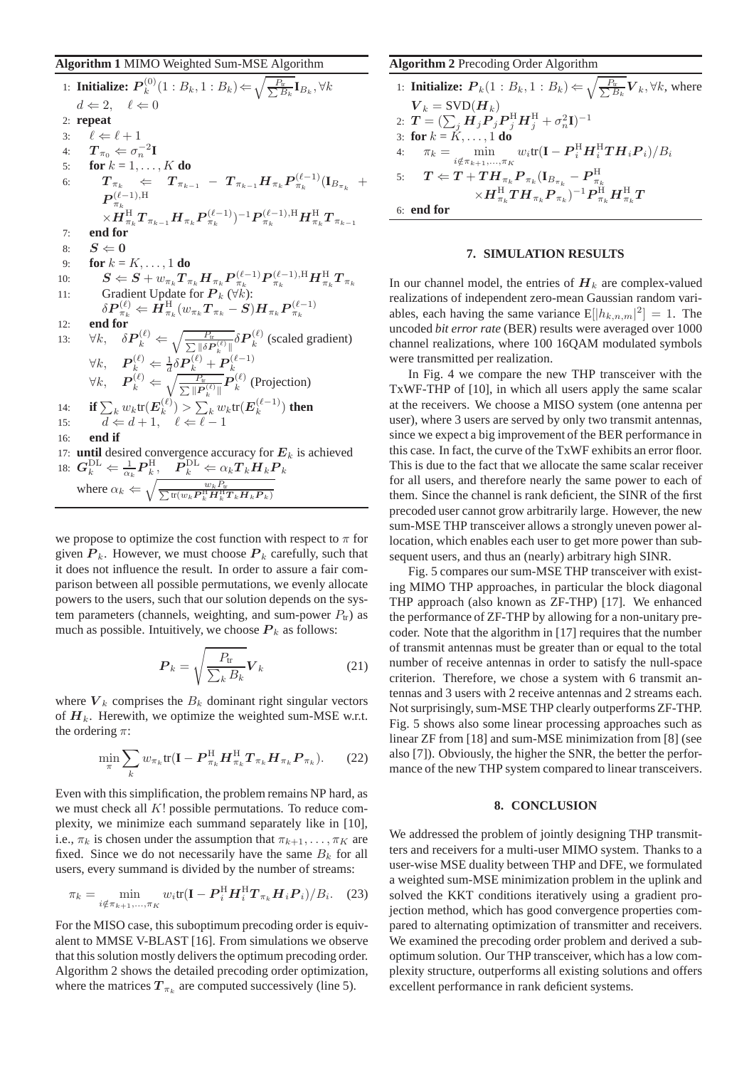**Algorithm 1** MIMO Weighted Sum-MSE Algorithm

1: **Initialize:** $\boldsymbol{P}_k^{(0)}(1:B_k, 1:B_k) \Leftarrow \sqrt{\frac{P_{\text{tr}}}{\sum B_k}}\mathbf{I}_{B_k}, \forall k$
   $d \Leftarrow 2, \quad \ell \Leftarrow 0$
2: **repeat**
3: $\quad \ell \Leftarrow \ell + 1$
4: $\quad \boldsymbol{T}_{\pi_0} \Leftarrow \sigma_n^{-2}\mathbf{I}$
5: $\quad$ **for** $k = 1, \ldots, K$ **do**
6: $\quad\quad \boldsymbol{T}_{\pi_k} \Leftarrow \boldsymbol{T}_{\pi_{k-1}} - \boldsymbol{T}_{\pi_{k-1}}\boldsymbol{H}_{\pi_k}\boldsymbol{P}_{\pi_k}^{(\ell-1)}(\mathbf{I}_{B_{\pi_k}} + \boldsymbol{P}_{\pi_k}^{(\ell-1),\text{H}} \times \boldsymbol{H}_{\pi_k}^{\text{H}}\boldsymbol{T}_{\pi_{k-1}}\boldsymbol{H}_{\pi_k}\boldsymbol{P}_{\pi_k}^{(\ell-1)})^{-1}\boldsymbol{P}_{\pi_k}^{(\ell-1),\text{H}}\boldsymbol{H}_{\pi_k}^{\text{H}}\boldsymbol{T}_{\pi_{k-1}}$
7: $\quad$ **end for**
8: $\quad \boldsymbol{S} \Leftarrow \boldsymbol{0}$
9: $\quad$ **for** $k = K, \ldots, 1$ **do**
10: $\quad\quad \boldsymbol{S} \Leftarrow \boldsymbol{S} + w_{\pi_k}\boldsymbol{T}_{\pi_k}\boldsymbol{H}_{\pi_k}\boldsymbol{P}_{\pi_k}^{(\ell-1)}\boldsymbol{P}_{\pi_k}^{(\ell-1),\text{H}}\boldsymbol{H}_{\pi_k}^{\text{H}}\boldsymbol{T}_{\pi_k}$
11: $\quad\quad$ Gradient Update for $\boldsymbol{P}_k$ ($\forall k$):
   $\quad\quad \delta\boldsymbol{P}_{\pi_k}^{(\ell)} \Leftarrow \boldsymbol{H}_{\pi_k}^{\text{H}}(w_{\pi_k}\boldsymbol{T}_{\pi_k} - \boldsymbol{S})\boldsymbol{H}_{\pi_k}\boldsymbol{P}_{\pi_k}^{(\ell-1)}$
12: $\quad$ **end for**
13: $\quad \forall k, \quad \delta\boldsymbol{P}_k^{(\ell)} \Leftarrow \sqrt{\frac{P_{\text{tr}}}{\sum\|\delta\boldsymbol{P}_k^{(\ell)}\|}}\delta\boldsymbol{P}_k^{(\ell)}$ (scaled gradient)
   $\quad \forall k, \quad \boldsymbol{P}_k^{(\ell)} \Leftarrow \frac{1}{d}\delta\boldsymbol{P}_k^{(\ell)} + \boldsymbol{P}_k^{(\ell-1)}$
   $\quad \forall k, \quad \boldsymbol{P}_k^{(\ell)} \Leftarrow \sqrt{\frac{P_{\text{tr}}}{\sum\|\boldsymbol{P}_k^{(\ell)}\|}}\boldsymbol{P}_k^{(\ell)}$ (Projection)
14: $\quad$ **if** $\sum_k w_k\text{tr}(\boldsymbol{E}_k^{(\ell)}) > \sum_k w_k\text{tr}(\boldsymbol{E}_k^{(\ell-1)})$ **then**
15: $\quad\quad d \Leftarrow d + 1, \quad \ell \Leftarrow \ell - 1$
16: $\quad$ **end if**
17: **until** desired convergence accuracy for $\boldsymbol{E}_k$ is achieved
18: $\boldsymbol{G}_k^{\text{DL}} \Leftarrow \frac{1}{\alpha_k}\boldsymbol{P}_k^{\text{H}}, \quad \boldsymbol{P}_k^{\text{DL}} \Leftarrow \alpha_k\boldsymbol{T}_k\boldsymbol{H}_k\boldsymbol{P}_k$
   where $\alpha_k \Leftarrow \sqrt{\frac{w_k P_{\text{tr}}}{\sum\text{tr}(w_k\boldsymbol{P}_k^{\text{H}}\boldsymbol{H}_k^{\text{H}}\boldsymbol{T}_k\boldsymbol{H}_k\boldsymbol{P}_k)}}$

we propose to optimize the cost function with respect to $\pi$ for given $\boldsymbol{P}_k$. However, we must choose $\boldsymbol{P}_k$ carefully, such that it does not influence the result. In order to assure a fair comparison between all possible permutations, we evenly allocate powers to the users, such that our solution depends on the system parameters (channels, weighting, and sum-power $P_{\text{tr}}$) as much as possible. Intuitively, we choose $\boldsymbol{P}_k$ as follows:

$$\boldsymbol{P}_k = \sqrt{\frac{P_{\text{tr}}}{\sum_k B_k}}\boldsymbol{V}_k \tag{21}$$

where $\boldsymbol{V}_k$ comprises the $B_k$ dominant right singular vectors of $\boldsymbol{H}_k$. Herewith, we optimize the weighted sum-MSE w.r.t. the ordering $\pi$:

$$\min_{\pi}\sum_k w_{\pi_k}\text{tr}(\mathbf{I} - \boldsymbol{P}_{\pi_k}^{\text{H}}\boldsymbol{H}_{\pi_k}^{\text{H}}\boldsymbol{T}_{\pi_k}\boldsymbol{H}_{\pi_k}\boldsymbol{P}_{\pi_k}). \tag{22}$$

Even with this simplification, the problem remains NP hard, as we must check all $K!$ possible permutations. To reduce complexity, we minimize each summand separately like in [10], i.e., $\pi_k$ is chosen under the assumption that $\pi_{k+1}, \ldots, \pi_K$ are fixed. Since we do not necessarily have the same $B_k$ for all users, every summand is divided by the number of streams:

$$\pi_k = \min_{i \notin \pi_{k+1},\ldots,\pi_K} w_i\text{tr}(\mathbf{I} - \boldsymbol{P}_i^{\text{H}}\boldsymbol{H}_i^{\text{H}}\boldsymbol{T}_{\pi_k}\boldsymbol{H}_i\boldsymbol{P}_i)/B_i. \tag{23}$$

For the MISO case, this suboptimum precoding order is equivalent to MMSE V-BLAST [16]. From simulations we observe that this solution mostly delivers the optimum precoding order. Algorithm 2 shows the detailed precoding order optimization, where the matrices $\boldsymbol{T}_{\pi_k}$ are computed successively (line 5).

**Algorithm 2** Precoding Order Algorithm

1: **Initialize:** $\boldsymbol{P}_k(1:B_k, 1:B_k) \Leftarrow \sqrt{\frac{P_{\text{tr}}}{\sum B_k}}\boldsymbol{V}_k, \forall k$, where $\boldsymbol{V}_k = \text{SVD}(\boldsymbol{H}_k)$
2: $\boldsymbol{T} = (\sum_j \boldsymbol{H}_j\boldsymbol{P}_j\boldsymbol{P}_j^{\text{H}}\boldsymbol{H}_j^{\text{H}} + \sigma_n^2\mathbf{I})^{-1}$
3: **for** $k = K, \ldots, 1$ **do**
4: $\quad \pi_k = \min_{i \notin \pi_{k+1},\ldots,\pi_K} w_i\text{tr}(\mathbf{I} - \boldsymbol{P}_i^{\text{H}}\boldsymbol{H}_i^{\text{H}}\boldsymbol{T}\boldsymbol{H}_i\boldsymbol{P}_i)/B_i$
5: $\quad \boldsymbol{T} \Leftarrow \boldsymbol{T} + \boldsymbol{T}\boldsymbol{H}_{\pi_k}\boldsymbol{P}_{\pi_k}(\mathbf{I}_{B_{\pi_k}} - \boldsymbol{P}_{\pi_k}^{\text{H}} \times \boldsymbol{H}_{\pi_k}^{\text{H}}\boldsymbol{T}\boldsymbol{H}_{\pi_k}\boldsymbol{P}_{\pi_k})^{-1}\boldsymbol{P}_{\pi_k}^{\text{H}}\boldsymbol{H}_{\pi_k}^{\text{H}}\boldsymbol{T}$
6: **end for**

## 7. SIMULATION RESULTS

In our channel model, the entries of $\boldsymbol{H}_k$ are complex-valued realizations of independent zero-mean Gaussian random variables, each having the same variance $\text{E}[|h_{k,n,m}|^2] = 1$. The uncoded *bit error rate* (BER) results were averaged over 1000 channel realizations, where 100 16QAM modulated symbols were transmitted per realization.

In Fig. 4 we compare the new THP transceiver with the TxWF-THP of [10], in which all users apply the same scalar at the receivers. We choose a MISO system (one antenna per user), where 3 users are served by only two transmit antennas, since we expect a big improvement of the BER performance in this case. In fact, the curve of the TxWF exhibits an error floor. This is due to the fact that we allocate the same scalar receiver for all users, and therefore nearly the same power to each of them. Since the channel is rank deficient, the SINR of the first precoded user cannot grow arbitrarily large. However, the new sum-MSE THP transceiver allows a strongly uneven power allocation, which enables each user to get more power than subsequent users, and thus an (nearly) arbitrary high SINR.

Fig. 5 compares our sum-MSE THP transceiver with existing MIMO THP approaches, in particular the block diagonal THP approach (also known as ZF-THP) [17]. We enhanced the performance of ZF-THP by allowing for a non-unitary precoder. Note that the algorithm in [17] requires that the number of transmit antennas must be greater than or equal to the total number of receive antennas in order to satisfy the null-space criterion. Therefore, we chose a system with 6 transmit antennas and 3 users with 2 receive antennas and 2 streams each. Not surprisingly, sum-MSE THP clearly outperforms ZF-THP. Fig. 5 shows also some linear processing approaches such as linear ZF from [18] and sum-MSE minimization from [8] (see also [7]). Obviously, the higher the SNR, the better the performance of the new THP system compared to linear transceivers.

## 8. CONCLUSION

We addressed the problem of jointly designing THP transmitters and receivers for a multi-user MIMO system. Thanks to a user-wise MSE duality between THP and DFE, we formulated a weighted sum-MSE minimization problem in the uplink and solved the KKT conditions iteratively using a gradient projection method, which has good convergence properties compared to alternating optimization of transmitter and receivers. We examined the precoding order problem and derived a suboptimum solution. Our THP transceiver, which has a low complexity structure, outperforms all existing solutions and offers excellent performance in rank deficient systems.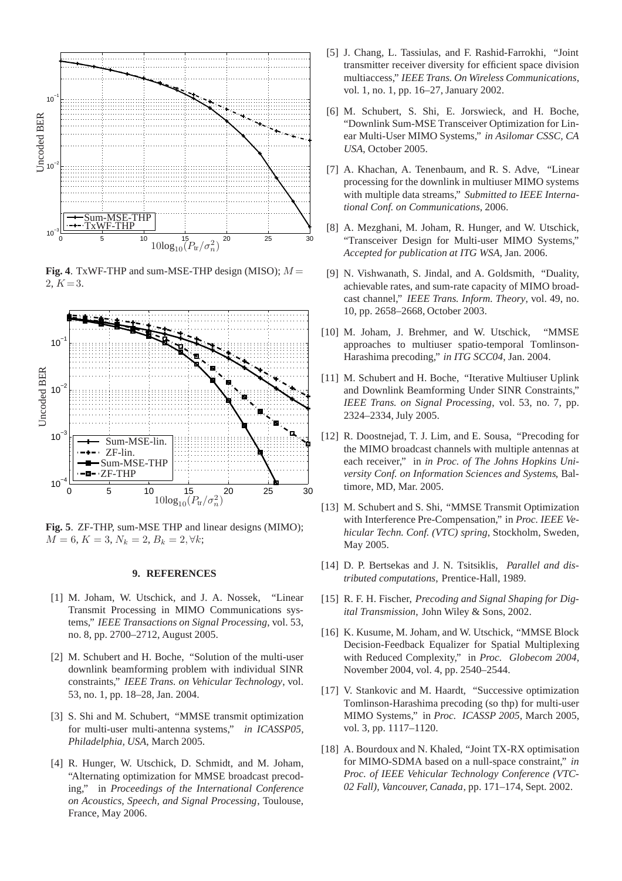Uncoded BER

$10^{-1}$

$10^{-2}$

$10^{-3}$

0 5 10 15 20 25 30

$10\log_{10}(P_{\text{tr}}/\sigma_n^2)$

Sum-MSE-THP
TxWF-THP

**Fig. 4**. TxWF-THP and sum-MSE-THP design (MISO); $M = 2$, $K = 3$.

Uncoded BER

$10^{-1}$

$10^{-2}$

$10^{-3}$

$10^{-4}$

0 5 10 15 20 25 30

$10\log_{10}(P_{\text{tr}}/\sigma_n^2)$

Sum-MSE-lin.
ZF-lin.
Sum-MSE-THP
ZF-THP

**Fig. 5**. ZF-THP, sum-MSE THP and linear designs (MIMO); $M = 6$, $K = 3$, $N_k = 2$, $B_k = 2, \forall k$;

## 9. REFERENCES

[1] M. Joham, W. Utschick, and J. A. Nossek, "Linear Transmit Processing in MIMO Communications systems," *IEEE Transactions on Signal Processing*, vol. 53, no. 8, pp. 2700–2712, August 2005.

[2] M. Schubert and H. Boche, "Solution of the multi-user downlink beamforming problem with individual SINR constraints," *IEEE Trans. on Vehicular Technology*, vol. 53, no. 1, pp. 18–28, Jan. 2004.

[3] S. Shi and M. Schubert, "MMSE transmit optimization for multi-user multi-antenna systems," *in ICASSP05, Philadelphia, USA*, March 2005.

[4] R. Hunger, W. Utschick, D. Schmidt, and M. Joham, "Alternating optimization for MMSE broadcast precoding," in *Proceedings of the International Conference on Acoustics, Speech, and Signal Processing*, Toulouse, France, May 2006.

[5] J. Chang, L. Tassiulas, and F. Rashid-Farrokhi, "Joint transmitter receiver diversity for efficient space division multiaccess," *IEEE Trans. On Wireless Communications*, vol. 1, no. 1, pp. 16–27, January 2002.

[6] M. Schubert, S. Shi, E. Jorswieck, and H. Boche, "Downlink Sum-MSE Transceiver Optimization for Linear Multi-User MIMO Systems," *in Asilomar CSSC, CA USA*, October 2005.

[7] A. Khachan, A. Tenenbaum, and R. S. Adve, "Linear processing for the downlink in multiuser MIMO systems with multiple data streams," *Submitted to IEEE International Conf. on Communications*, 2006.

[8] A. Mezghani, M. Joham, R. Hunger, and W. Utschick, "Transceiver Design for Multi-user MIMO Systems," *Accepted for publication at ITG WSA*, Jan. 2006.

[9] N. Vishwanath, S. Jindal, and A. Goldsmith, "Duality, achievable rates, and sum-rate capacity of MIMO broadcast channel," *IEEE Trans. Inform. Theory*, vol. 49, no. 10, pp. 2658–2668, October 2003.

[10] M. Joham, J. Brehmer, and W. Utschick, "MMSE approaches to multiuser spatio-temporal Tomlinson-Harashima precoding," *in ITG SCC04*, Jan. 2004.

[11] M. Schubert and H. Boche, "Iterative Multiuser Uplink and Downlink Beamforming Under SINR Constraints," *IEEE Trans. on Signal Processing*, vol. 53, no. 7, pp. 2324–2334, July 2005.

[12] R. Doostnejad, T. J. Lim, and E. Sousa, "Precoding for the MIMO broadcast channels with multiple antennas at each receiver," in *in Proc. of The Johns Hopkins University Conf. on Information Sciences and Systems*, Baltimore, MD, Mar. 2005.

[13] M. Schubert and S. Shi, "MMSE Transmit Optimization with Interference Pre-Compensation," in *Proc. IEEE Vehicular Techn. Conf. (VTC) spring*, Stockholm, Sweden, May 2005.

[14] D. P. Bertsekas and J. N. Tsitsiklis, *Parallel and distributed computations*, Prentice-Hall, 1989.

[15] R. F. H. Fischer, *Precoding and Signal Shaping for Digital Transmission*, John Wiley & Sons, 2002.

[16] K. Kusume, M. Joham, and W. Utschick, "MMSE Block Decision-Feedback Equalizer for Spatial Multiplexing with Reduced Complexity," in *Proc. Globecom 2004*, November 2004, vol. 4, pp. 2540–2544.

[17] V. Stankovic and M. Haardt, "Successive optimization Tomlinson-Harashima precoding (so thp) for multi-user MIMO Systems," in *Proc. ICASSP 2005*, March 2005, vol. 3, pp. 1117–1120.

[18] A. Bourdoux and N. Khaled, "Joint TX-RX optimisation for MIMO-SDMA based on a null-space constraint," *in Proc. of IEEE Vehicular Technology Conference (VTC-02 Fall), Vancouver, Canada*, pp. 171–174, Sept. 2002.